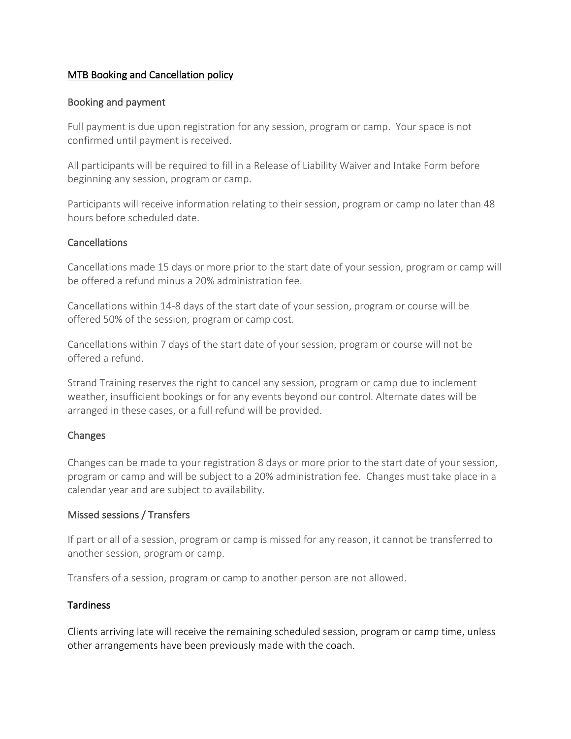# MTB Booking and Cancellation policy

## Booking and payment

Full payment is due upon registration for any session, program or camp. Your space is not confirmed until payment is received.

All participants will be required to fill in a Release of Liability Waiver and Intake Form before beginning any session, program or camp.

Participants will receive information relating to their session, program or camp no later than 48 hours before scheduled date.

## Cancellations

Cancellations made 15 days or more prior to the start date of your session, program or camp will be offered a refund minus a 20% administration fee.

Cancellations within 14-8 days of the start date of your session, program or course will be offered 50% of the session, program or camp cost.

Cancellations within 7 days of the start date of your session, program or course will not be offered a refund.

Strand Training reserves the right to cancel any session, program or camp due to inclement weather, insufficient bookings or for any events beyond our control. Alternate dates will be arranged in these cases, or a full refund will be provided.

## Changes

Changes can be made to your registration 8 days or more prior to the start date of your session, program or camp and will be subject to a 20% administration fee. Changes must take place in a calendar year and are subject to availability.

## Missed sessions / Transfers

If part or all of a session, program or camp is missed for any reason, it cannot be transferred to another session, program or camp.

Transfers of a session, program or camp to another person are not allowed.

## Tardiness

Clients arriving late will receive the remaining scheduled session, program or camp time, unless other arrangements have been previously made with the coach.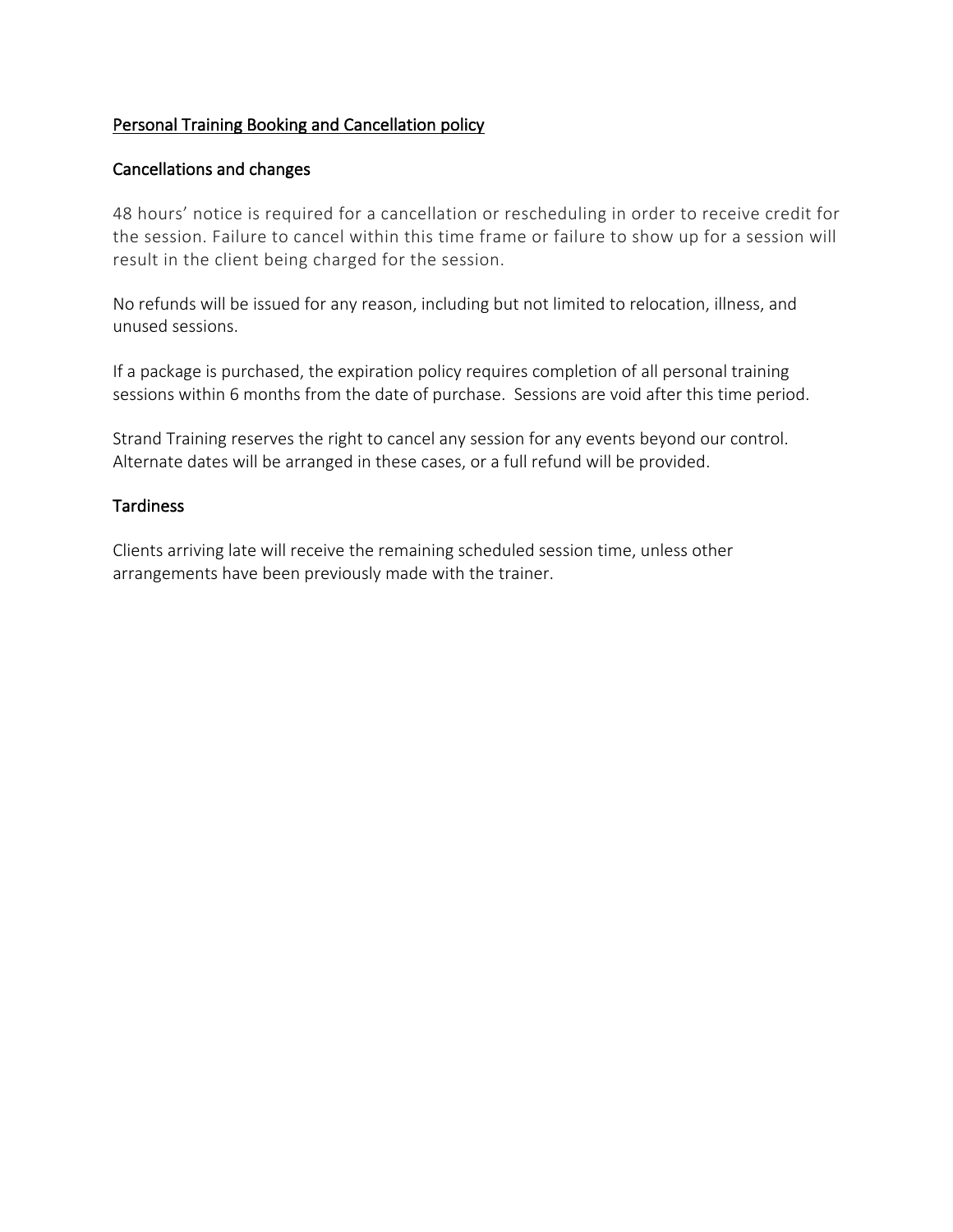## <u>Personal Training Booking and Cancellation policy</u>

### Cancellations and changes

48 hours' notice is required for a cancellation or rescheduling in order to receive credit for the session. Failure to cancel within this time frame or failure to show up for a session will result in the client being charged for the session.

No refunds will be issued for any reason, including but not limited to relocation, illness, and unused sessions.

If a package is purchased, the expiration policy requires completion of all personal training sessions within 6 months from the date of purchase. Sessions are void after this time period.

Strand Training reserves the right to cancel any session for any events beyond our control. Alternate dates will be arranged in these cases, or a full refund will be provided.

### Tardiness

Clients arriving late will receive the remaining scheduled session time, unless other arrangements have been previously made with the trainer.